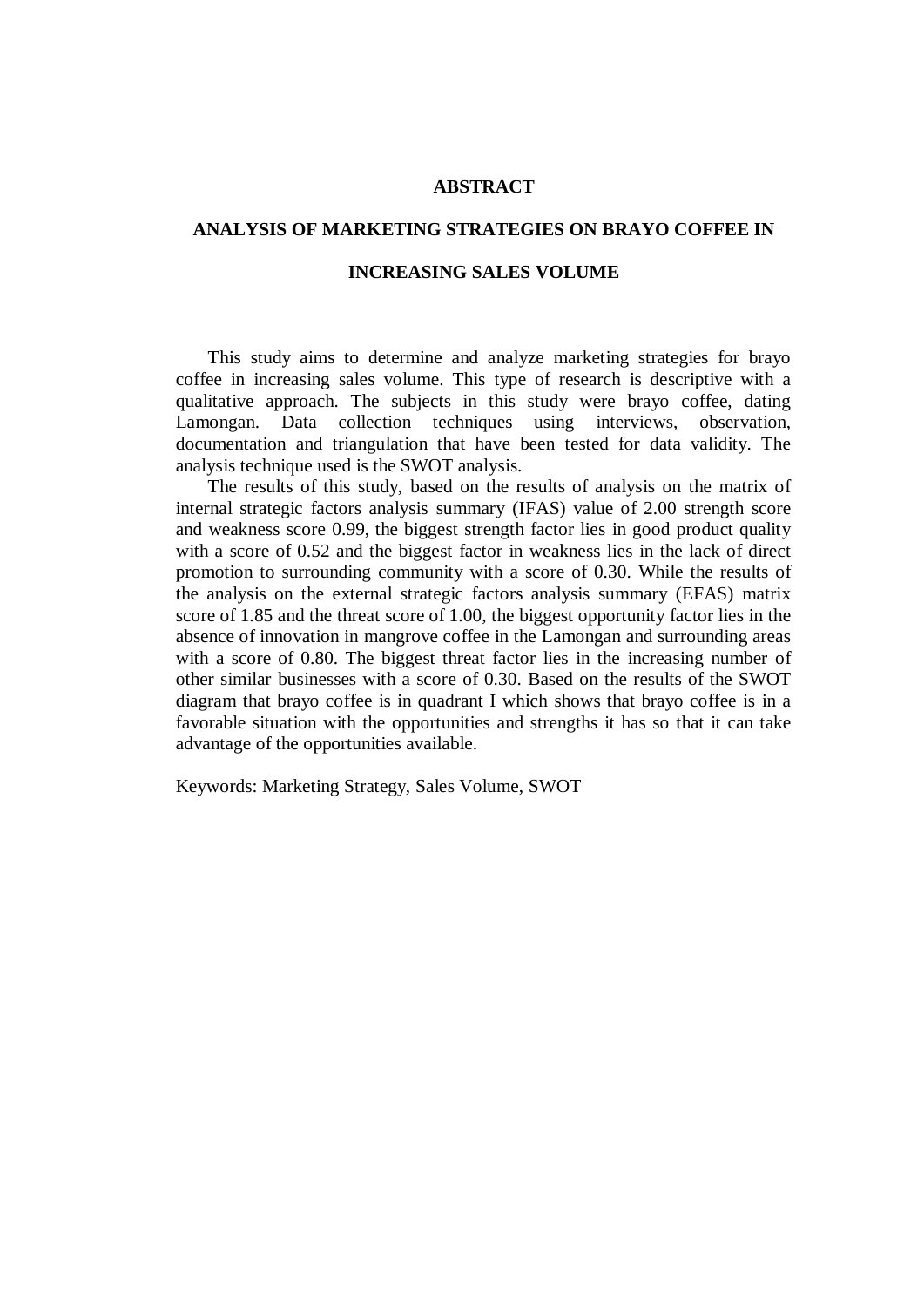# ABSTRACT

## ANALYSIS OF MARKETING STRATEGIES ON BRAYO COFFEE IN INCREASING SALES VOLUME

This study aims to determine and analyze marketing strategies for brayo coffee in increasing sales volume. This type of research is descriptive with a qualitative approach. The subjects in this study were brayo coffee, dating Lamongan. Data collection techniques using interviews, observation, documentation and triangulation that have been tested for data validity. The analysis technique used is the SWOT analysis.

The results of this study, based on the results of analysis on the matrix of internal strategic factors analysis summary (IFAS) value of 2.00 strength score and weakness score 0.99, the biggest strength factor lies in good product quality with a score of 0.52 and the biggest factor in weakness lies in the lack of direct promotion to surrounding community with a score of 0.30. While the results of the analysis on the external strategic factors analysis summary (EFAS) matrix score of 1.85 and the threat score of 1.00, the biggest opportunity factor lies in the absence of innovation in mangrove coffee in the Lamongan and surrounding areas with a score of 0.80. The biggest threat factor lies in the increasing number of other similar businesses with a score of 0.30. Based on the results of the SWOT diagram that brayo coffee is in quadrant I which shows that brayo coffee is in a favorable situation with the opportunities and strengths it has so that it can take advantage of the opportunities available.

Keywords: Marketing Strategy, Sales Volume, SWOT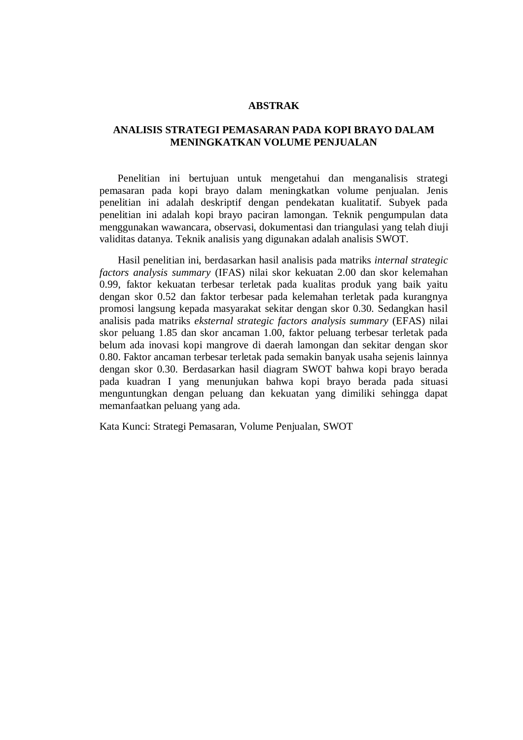# ABSTRAK

## ANALISIS STRATEGI PEMASARAN PADA KOPI BRAYO DALAM MENINGKATKAN VOLUME PENJUALAN

Penelitian ini bertujuan untuk mengetahui dan menganalisis strategi pemasaran pada kopi brayo dalam meningkatkan volume penjualan. Jenis penelitian ini adalah deskriptif dengan pendekatan kualitatif. Subyek pada penelitian ini adalah kopi brayo paciran lamongan. Teknik pengumpulan data menggunakan wawancara, observasi, dokumentasi dan triangulasi yang telah diuji validitas datanya. Teknik analisis yang digunakan adalah analisis SWOT.

Hasil penelitian ini, berdasarkan hasil analisis pada matriks *internal strategic factors analysis summary* (IFAS) nilai skor kekuatan 2.00 dan skor kelemahan 0.99, faktor kekuatan terbesar terletak pada kualitas produk yang baik yaitu dengan skor 0.52 dan faktor terbesar pada kelemahan terletak pada kurangnya promosi langsung kepada masyarakat sekitar dengan skor 0.30. Sedangkan hasil analisis pada matriks *eksternal strategic factors analysis summary* (EFAS) nilai skor peluang 1.85 dan skor ancaman 1.00, faktor peluang terbesar terletak pada belum ada inovasi kopi mangrove di daerah lamongan dan sekitar dengan skor 0.80. Faktor ancaman terbesar terletak pada semakin banyak usaha sejenis lainnya dengan skor 0.30. Berdasarkan hasil diagram SWOT bahwa kopi brayo berada pada kuadran I yang menunjukan bahwa kopi brayo berada pada situasi menguntungkan dengan peluang dan kekuatan yang dimiliki sehingga dapat memanfaatkan peluang yang ada.

Kata Kunci: Strategi Pemasaran, Volume Penjualan, SWOT